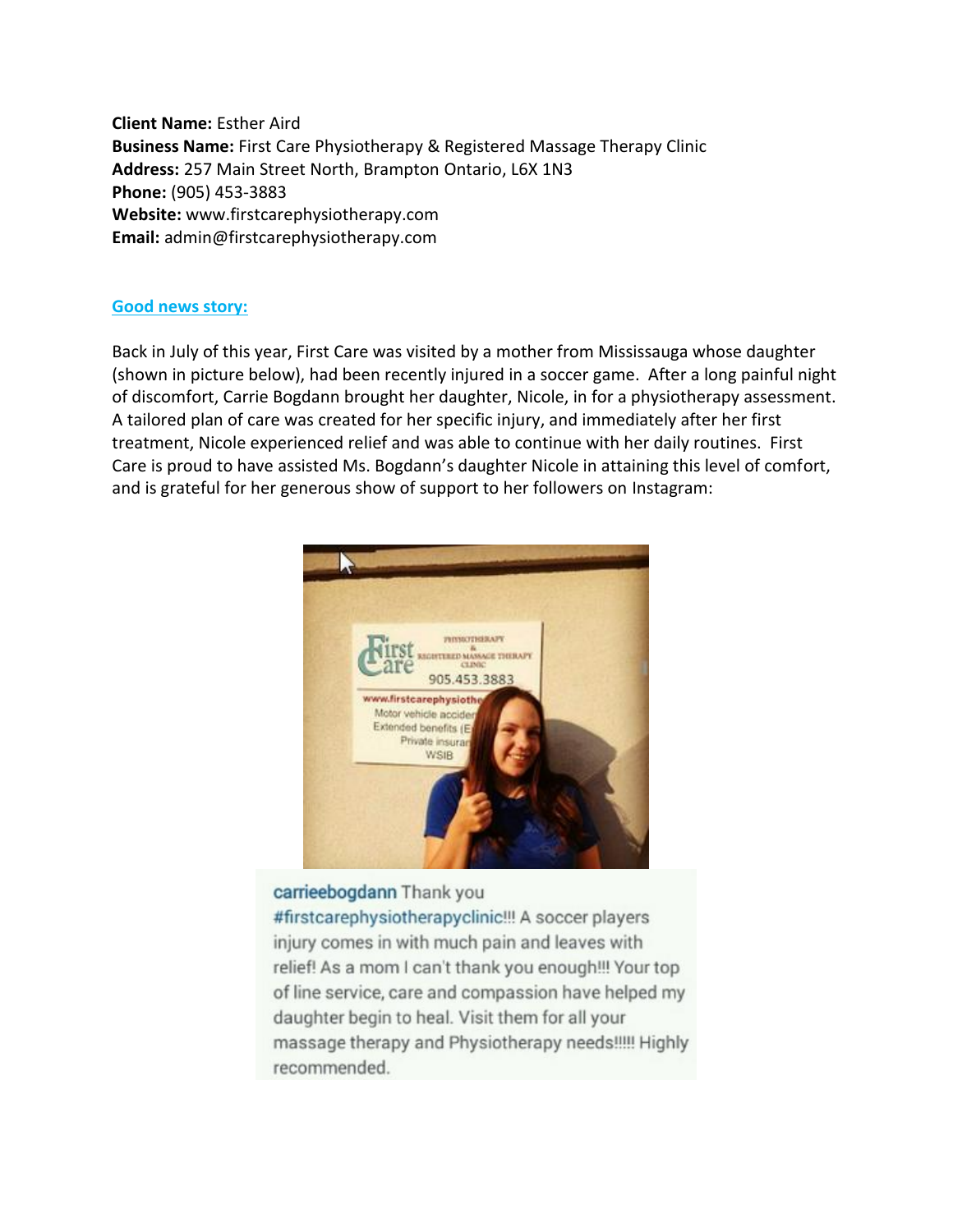**Client Name:** Esther Aird
**Business Name:** First Care Physiotherapy & Registered Massage Therapy Clinic
**Address:** 257 Main Street North, Brampton Ontario, L6X 1N3
**Phone:** (905) 453-3883
**Website:** www.firstcarephysiotherapy.com
**Email:** admin@firstcarephysiotherapy.com

## Good news story:

Back in July of this year, First Care was visited by a mother from Mississauga whose daughter (shown in picture below), had been recently injured in a soccer game. After a long painful night of discomfort, Carrie Bogdann brought her daughter, Nicole, in for a physiotherapy assessment. A tailored plan of care was created for her specific injury, and immediately after her first treatment, Nicole experienced relief and was able to continue with her daily routines. First Care is proud to have assisted Ms. Bogdann's daughter Nicole in attaining this level of comfort, and is grateful for her generous show of support to her followers on Instagram:

carrieebogdann Thank you #firstcarephysiotherapyclinic!!! A soccer players injury comes in with much pain and leaves with relief! As a mom I can't thank you enough!!! Your top of line service, care and compassion have helped my daughter begin to heal. Visit them for all your massage therapy and Physiotherapy needs!!!!! Highly recommended.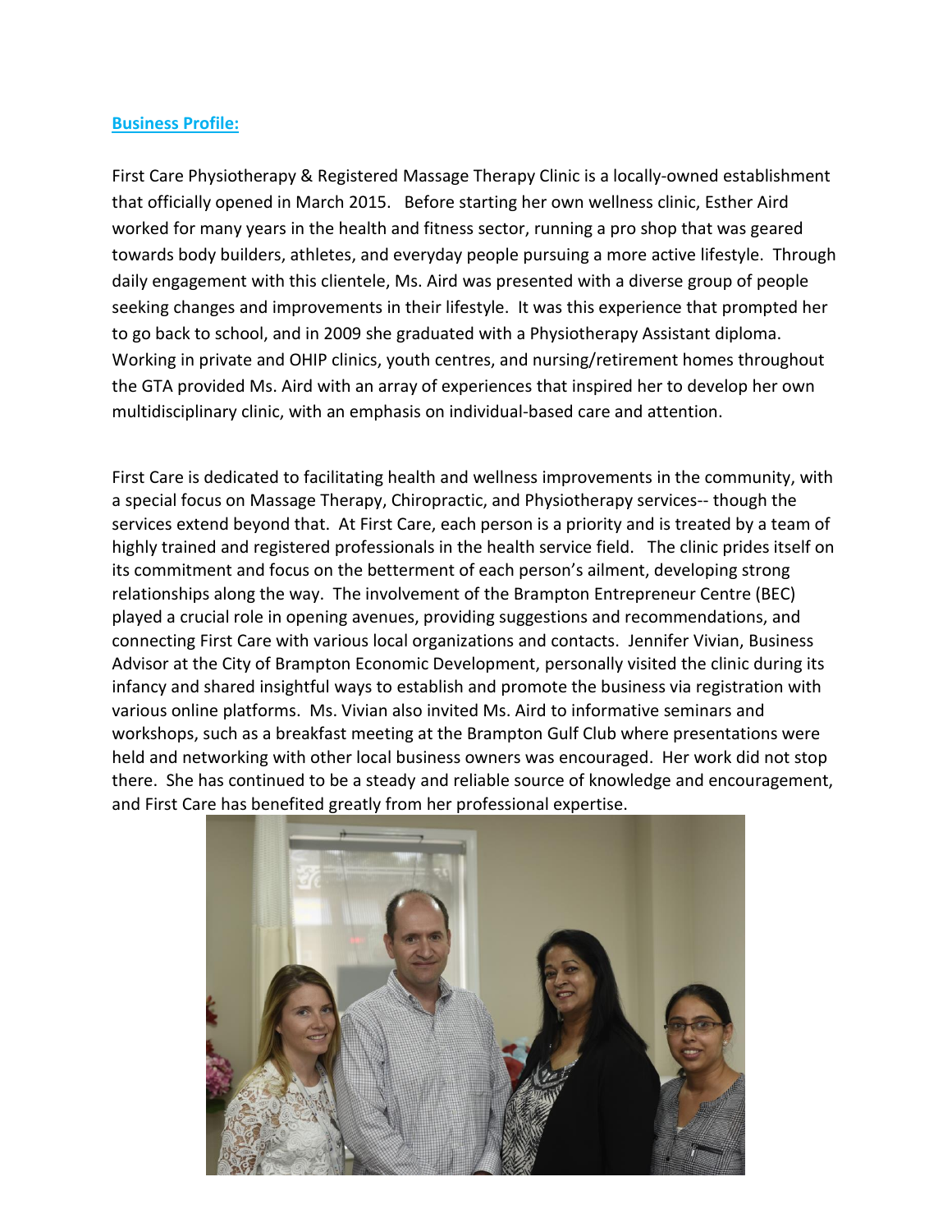**Business Profile:**

First Care Physiotherapy & Registered Massage Therapy Clinic is a locally-owned establishment that officially opened in March 2015. Before starting her own wellness clinic, Esther Aird worked for many years in the health and fitness sector, running a pro shop that was geared towards body builders, athletes, and everyday people pursuing a more active lifestyle. Through daily engagement with this clientele, Ms. Aird was presented with a diverse group of people seeking changes and improvements in their lifestyle. It was this experience that prompted her to go back to school, and in 2009 she graduated with a Physiotherapy Assistant diploma. Working in private and OHIP clinics, youth centres, and nursing/retirement homes throughout the GTA provided Ms. Aird with an array of experiences that inspired her to develop her own multidisciplinary clinic, with an emphasis on individual-based care and attention.

First Care is dedicated to facilitating health and wellness improvements in the community, with a special focus on Massage Therapy, Chiropractic, and Physiotherapy services-- though the services extend beyond that. At First Care, each person is a priority and is treated by a team of highly trained and registered professionals in the health service field. The clinic prides itself on its commitment and focus on the betterment of each person's ailment, developing strong relationships along the way. The involvement of the Brampton Entrepreneur Centre (BEC) played a crucial role in opening avenues, providing suggestions and recommendations, and connecting First Care with various local organizations and contacts. Jennifer Vivian, Business Advisor at the City of Brampton Economic Development, personally visited the clinic during its infancy and shared insightful ways to establish and promote the business via registration with various online platforms. Ms. Vivian also invited Ms. Aird to informative seminars and workshops, such as a breakfast meeting at the Brampton Gulf Club where presentations were held and networking with other local business owners was encouraged. Her work did not stop there. She has continued to be a steady and reliable source of knowledge and encouragement, and First Care has benefited greatly from her professional expertise.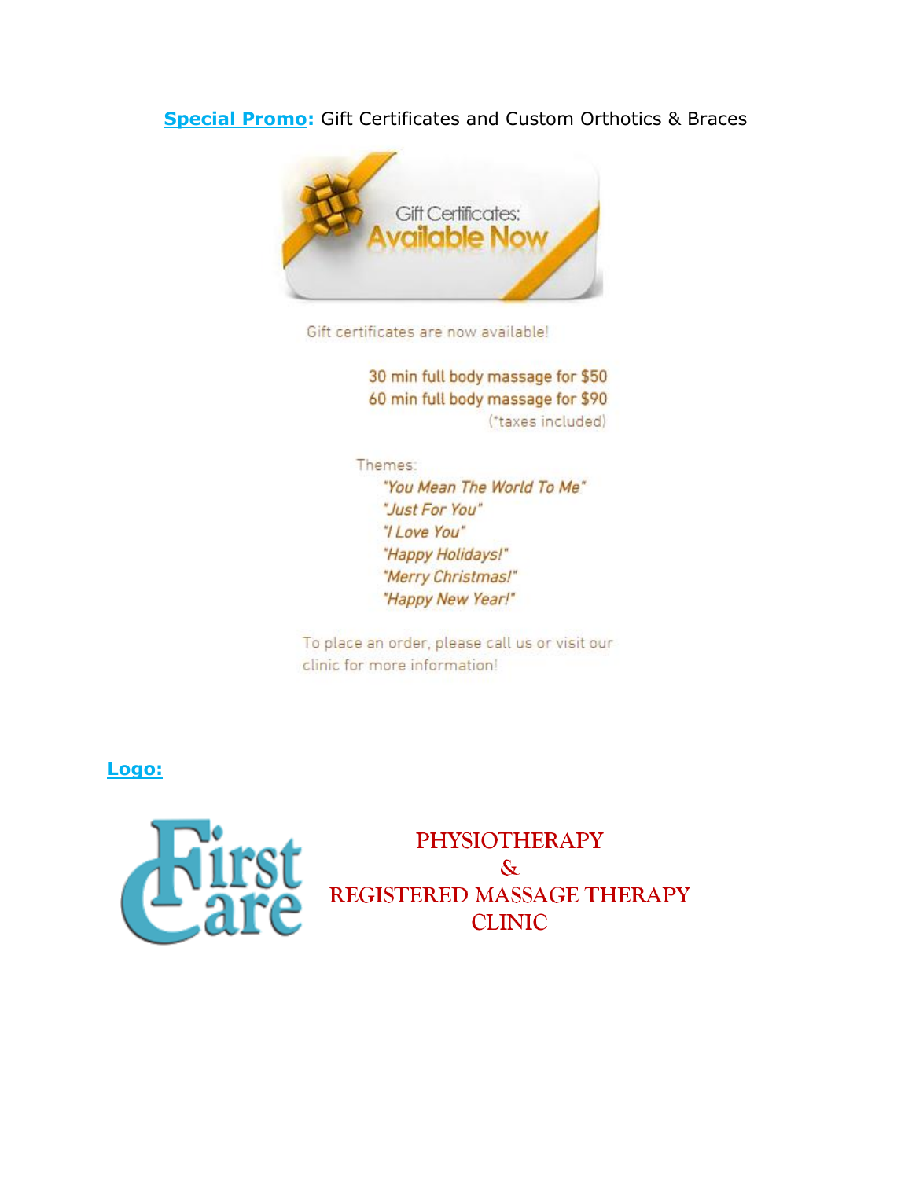**Special Promo:** Gift Certificates and Custom Orthotics & Braces

Gift Certificates:
Available Now

Gift certificates are now available!

30 min full body massage for $50
60 min full body massage for $90
(*taxes included)

Themes:

*"You Mean The World To Me"*
*"Just For You"*
*"I Love You"*
*"Happy Holidays!"*
*"Merry Christmas!"*
*"Happy New Year!"*

To place an order, please call us or visit our clinic for more information!

**Logo:**

First Care

PHYSIOTHERAPY
&
REGISTERED MASSAGE THERAPY
CLINIC